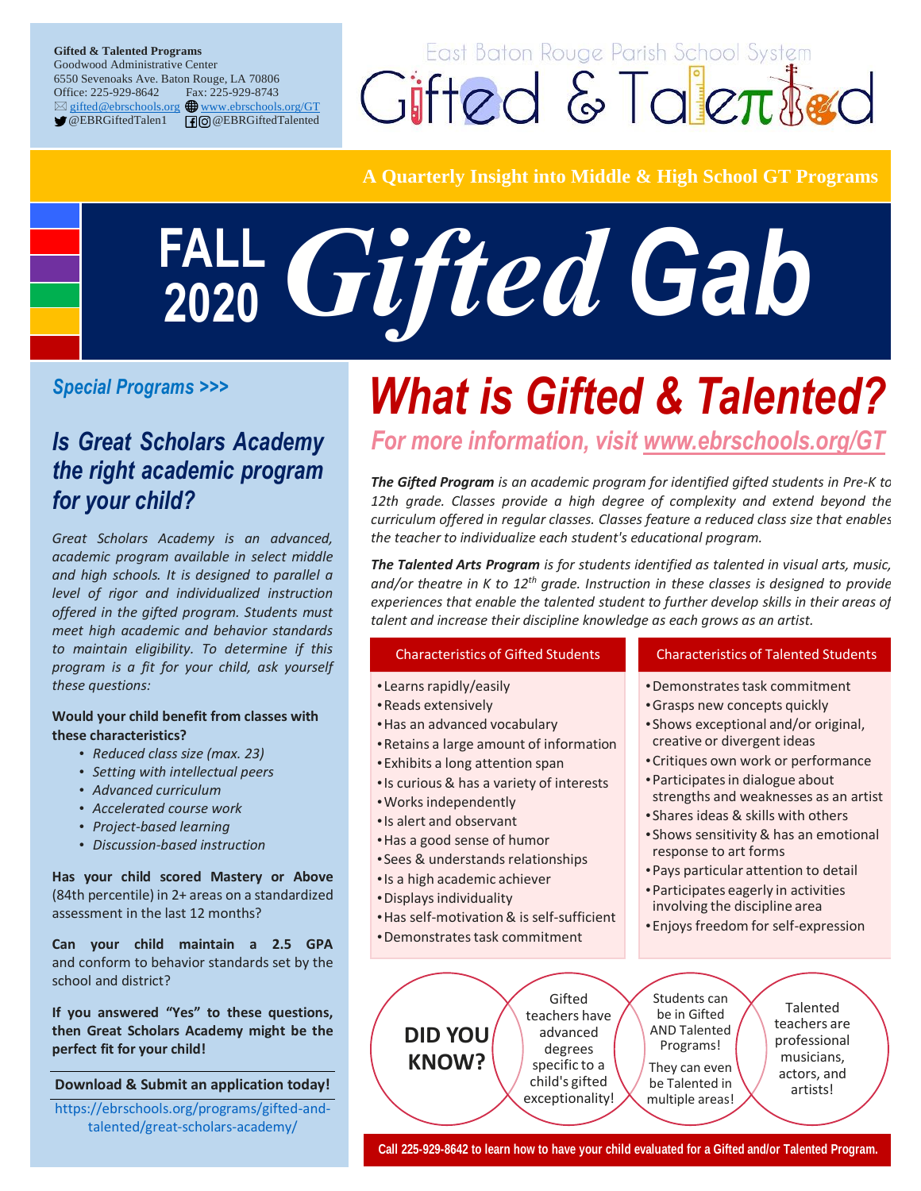**Gifted & Talented Programs**
Goodwood Administrative Center
6550 Sevenoaks Ave. Baton Rouge, LA 70806
Office: 225-929-8642 Fax: 225-929-8743
gifted@ebrschools.org www.ebrschools.org/GT
@EBRGiftedTalen1 @EBRGiftedTalented

East Baton Rouge Parish School System
# Gifted & Talented

**A Quarterly Insight into Middle & High School GT Programs**

# FALL 2020 Gifted Gab

# What is Gifted & Talented?

## For more information, visit www.ebrschools.org/GT

***The Gifted Program*** *is an academic program for identified gifted students in Pre-K to 12th grade. Classes provide a high degree of complexity and extend beyond the curriculum offered in regular classes. Classes feature a reduced class size that enables the teacher to individualize each student's educational program.*

***The Talented Arts Program*** *is for students identified as talented in visual arts, music, and/or theatre in K to 12th grade. Instruction in these classes is designed to provide experiences that enable the talented student to further develop skills in their areas of talent and increase their discipline knowledge as each grows as an artist.*

### Characteristics of Gifted Students

- Learns rapidly/easily
- Reads extensively
- Has an advanced vocabulary
- Retains a large amount of information
- Exhibits a long attention span
- Is curious & has a variety of interests
- Works independently
- Is alert and observant
- Has a good sense of humor
- Sees & understands relationships
- Is a high academic achiever
- Displays individuality
- Has self-motivation & is self-sufficient
- Demonstrates task commitment

### Characteristics of Talented Students

- Demonstrates task commitment
- Grasps new concepts quickly
- Shows exceptional and/or original, creative or divergent ideas
- Critiques own work or performance
- Participates in dialogue about strengths and weaknesses as an artist
- Shares ideas & skills with others
- Shows sensitivity & has an emotional response to art forms
- Pays particular attention to detail
- Participates eagerly in activities involving the discipline area
- Enjoys freedom for self-expression

**DID YOU KNOW?**

- Gifted teachers have advanced degrees specific to a child's gifted exceptionality!
- Students can be in Gifted AND Talented Programs! They can even be Talented in multiple areas!
- Talented teachers are professional musicians, actors, and artists!

**Call 225-929-8642 to learn how to have your child evaluated for a Gifted and/or Talented Program.**

*Special Programs >>>*

## *Is Great Scholars Academy the right academic program for your child?*

*Great Scholars Academy is an advanced, academic program available in select middle and high schools. It is designed to parallel a level of rigor and individualized instruction offered in the gifted program. Students must meet high academic and behavior standards to maintain eligibility. To determine if this program is a fit for your child, ask yourself these questions:*

**Would your child benefit from classes with these characteristics?**

- *Reduced class size (max. 23)*
- *Setting with intellectual peers*
- *Advanced curriculum*
- *Accelerated course work*
- *Project-based learning*
- *Discussion-based instruction*

**Has your child scored Mastery or Above** (84th percentile) in 2+ areas on a standardized assessment in the last 12 months?

**Can your child maintain a 2.5 GPA** and conform to behavior standards set by the school and district?

**If you answered "Yes" to these questions, then Great Scholars Academy might be the perfect fit for your child!**

**Download & Submit an application today!**

https://ebrschools.org/programs/gifted-and-talented/great-scholars-academy/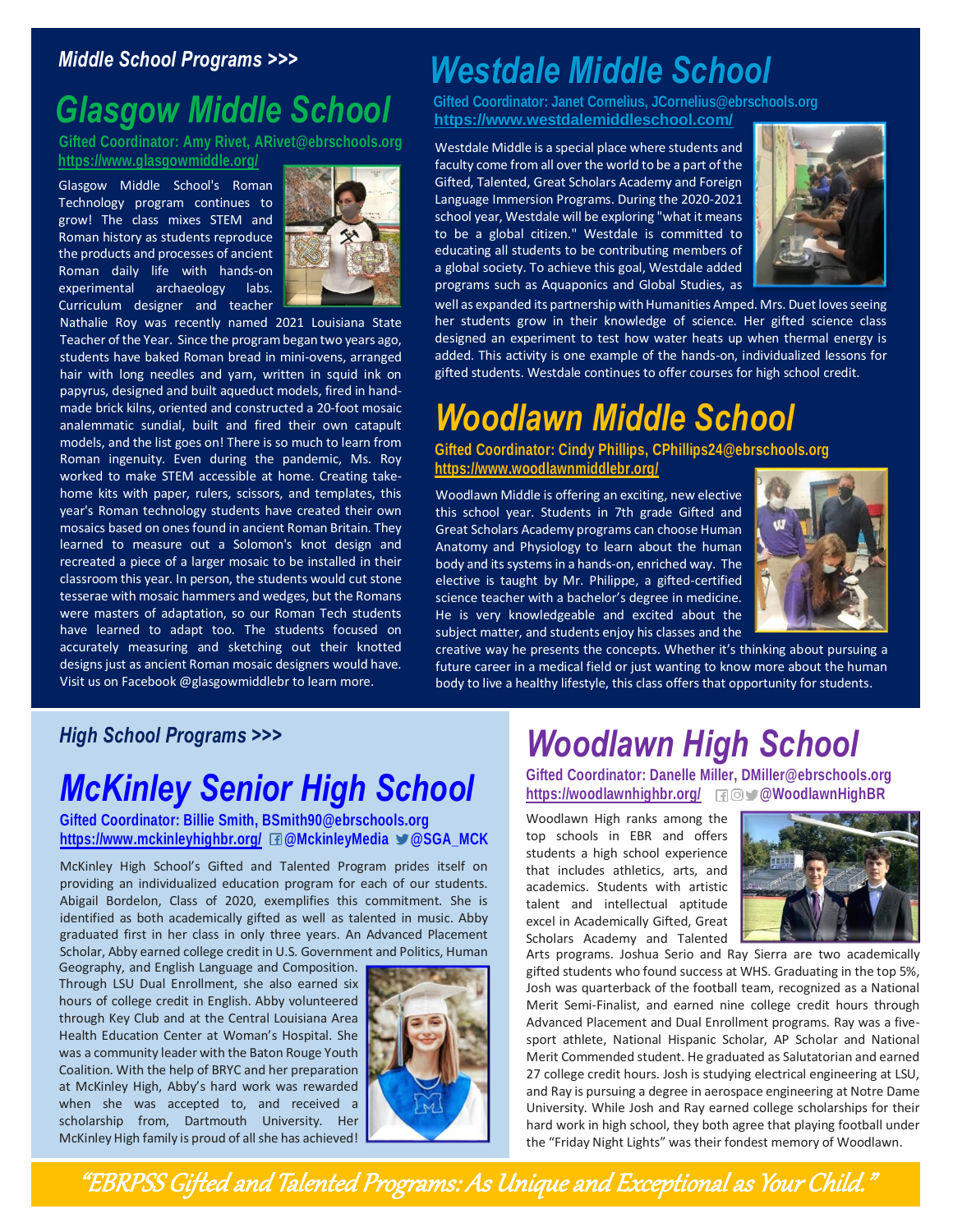*Middle School Programs >>>*

# Glasgow Middle School

**Gifted Coordinator: Amy Rivet, ARivet@ebrschools.org**
**https://www.glasgowmiddle.org/**

Glasgow Middle School's Roman Technology program continues to grow! The class mixes STEM and Roman history as students reproduce the products and processes of ancient Roman daily life with hands-on experimental archaeology labs. Curriculum designer and teacher Nathalie Roy was recently named 2021 Louisiana State Teacher of the Year. Since the program began two years ago, students have baked Roman bread in mini-ovens, arranged hair with long needles and yarn, written in squid ink on papyrus, designed and built aqueduct models, fired in hand-made brick kilns, oriented and constructed a 20-foot mosaic analemmatic sundial, built and fired their own catapult models, and the list goes on! There is so much to learn from Roman ingenuity. Even during the pandemic, Ms. Roy worked to make STEM accessible at home. Creating take-home kits with paper, rulers, scissors, and templates, this year's Roman technology students have created their own mosaics based on ones found in ancient Roman Britain. They learned to measure out a Solomon's knot design and recreated a piece of a larger mosaic to be installed in their classroom this year. In person, the students would cut stone tesserae with mosaic hammers and wedges, but the Romans were masters of adaptation, so our Roman Tech students have learned to adapt too. The students focused on accurately measuring and sketching out their knotted designs just as ancient Roman mosaic designers would have. Visit us on Facebook @glasgowmiddlebr to learn more.

# Westdale Middle School

**Gifted Coordinator: Janet Cornelius, JCornelius@ebrschools.org**
**https://www.westdalemiddleschool.com/**

Westdale Middle is a special place where students and faculty come from all over the world to be a part of the Gifted, Talented, Great Scholars Academy and Foreign Language Immersion Programs. During the 2020-2021 school year, Westdale will be exploring "what it means to be a global citizen." Westdale is committed to educating all students to be contributing members of a global society. To achieve this goal, Westdale added programs such as Aquaponics and Global Studies, as well as expanded its partnership with Humanities Amped. Mrs. Duet loves seeing her students grow in their knowledge of science. Her gifted science class designed an experiment to test how water heats up when thermal energy is added. This activity is one example of the hands-on, individualized lessons for gifted students. Westdale continues to offer courses for high school credit.

# Woodlawn Middle School

**Gifted Coordinator: Cindy Phillips, CPhillips24@ebrschools.org**
**https://www.woodlawnmiddlebr.org/**

Woodlawn Middle is offering an exciting, new elective this school year. Students in 7th grade Gifted and Great Scholars Academy programs can choose Human Anatomy and Physiology to learn about the human body and its systems in a hands-on, enriched way. The elective is taught by Mr. Philippe, a gifted-certified science teacher with a bachelor's degree in medicine. He is very knowledgeable and excited about the subject matter, and students enjoy his classes and the creative way he presents the concepts. Whether it's thinking about pursuing a future career in a medical field or just wanting to know more about the human body to live a healthy lifestyle, this class offers that opportunity for students.

*High School Programs >>>*

# McKinley Senior High School

**Gifted Coordinator: Billie Smith, BSmith90@ebrschools.org**
**https://www.mckinleyhighbr.org/ @McKinleyMedia @SGA_MCK**

McKinley High School's Gifted and Talented Program prides itself on providing an individualized education program for each of our students. Abigail Bordelon, Class of 2020, exemplifies this commitment. She is identified as both academically gifted as well as talented in music. Abby graduated first in her class in only three years. An Advanced Placement Scholar, Abby earned college credit in U.S. Government and Politics, Human Geography, and English Language and Composition. Through LSU Dual Enrollment, she also earned six hours of college credit in English. Abby volunteered through Key Club and at the Central Louisiana Area Health Education Center at Woman's Hospital. She was a community leader with the Baton Rouge Youth Coalition. With the help of BRYC and her preparation at McKinley High, Abby's hard work was rewarded when she was accepted to, and received a scholarship from, Dartmouth University. Her McKinley High family is proud of all she has achieved!

# Woodlawn High School

**Gifted Coordinator: Danelle Miller, DMiller@ebrschools.org**
**https://woodlawnhighbr.org/ @WoodlawnHighBR**

Woodlawn High ranks among the top schools in EBR and offers students a high school experience that includes athletics, arts, and academics. Students with artistic talent and intellectual aptitude excel in Academically Gifted, Great Scholars Academy and Talented Arts programs. Joshua Serio and Ray Sierra are two academically gifted students who found success at WHS. Graduating in the top 5%, Josh was quarterback of the football team, recognized as a National Merit Semi-Finalist, and earned nine college credit hours through Advanced Placement and Dual Enrollment programs. Ray was a five-sport athlete, National Hispanic Scholar, AP Scholar and National Merit Commended student. He graduated as Salutatorian and earned 27 college credit hours. Josh is studying electrical engineering at LSU, and Ray is pursuing a degree in aerospace engineering at Notre Dame University. While Josh and Ray earned college scholarships for their hard work in high school, they both agree that playing football under the "Friday Night Lights" was their fondest memory of Woodlawn.

*"EBRPSS Gifted and Talented Programs: As Unique and Exceptional as Your Child."*